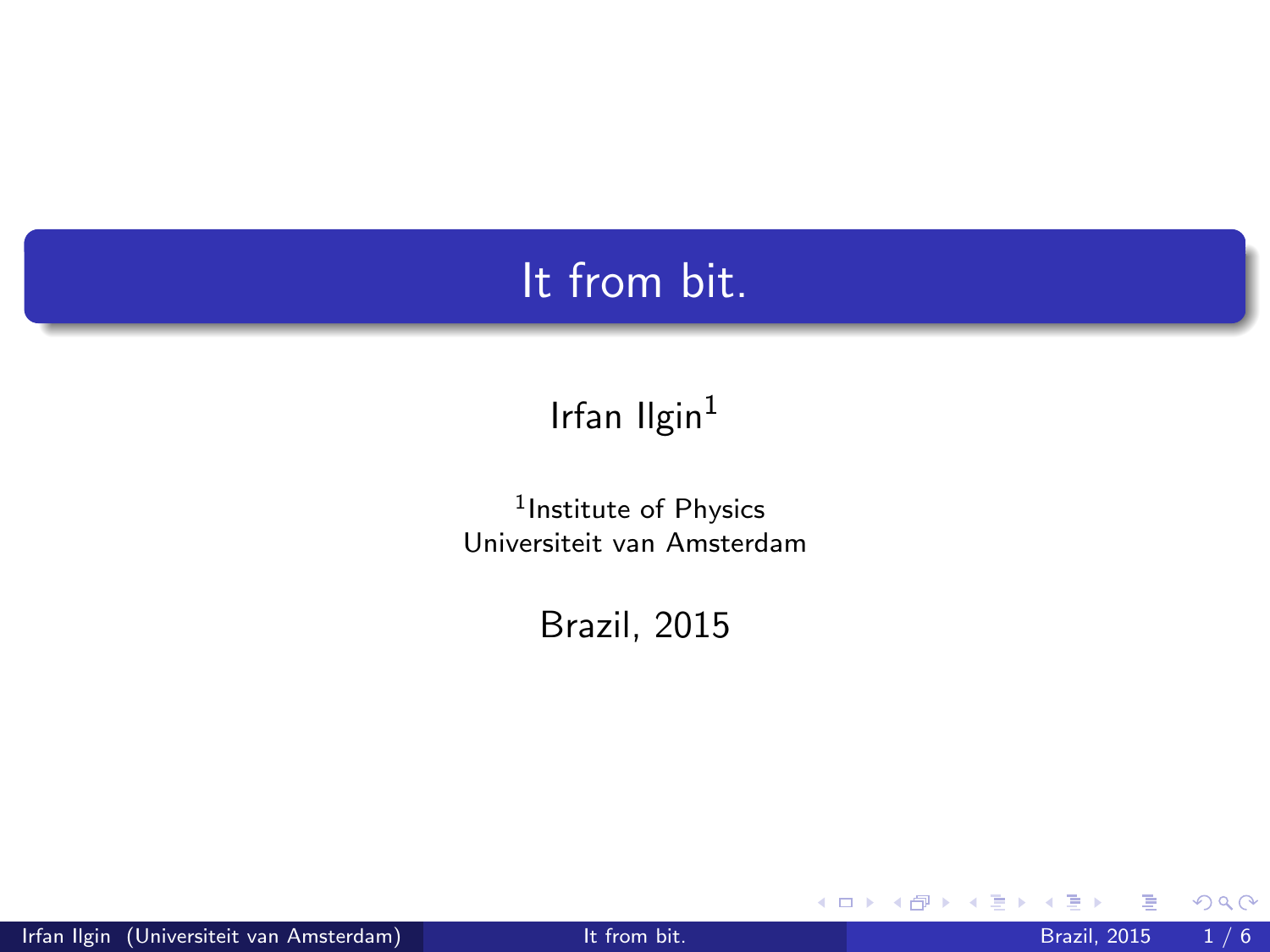# It from bit.

Irfan Ilgin[1]

[1]Institute of Physics
Universiteit van Amsterdam

Brazil, 2015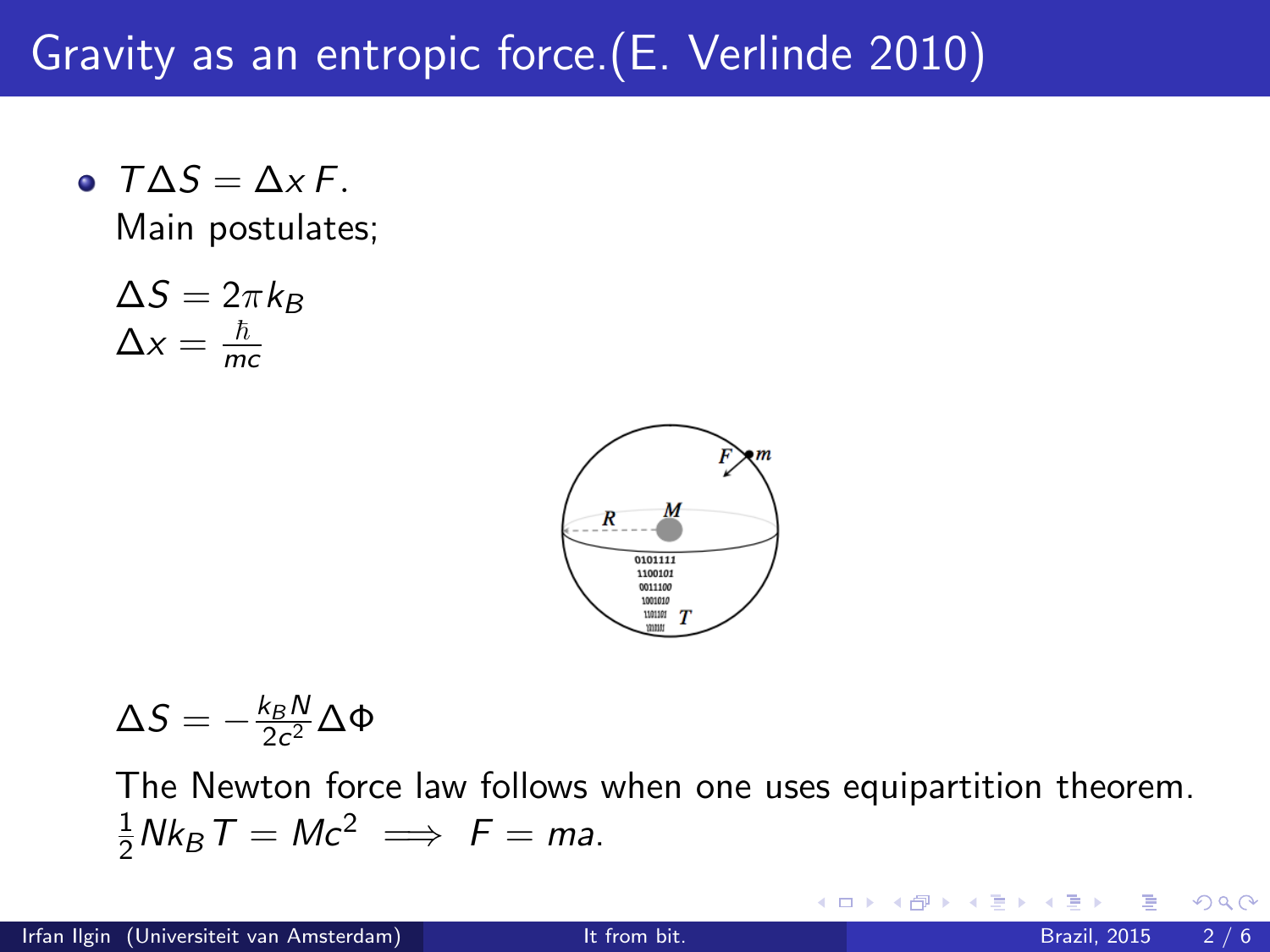# Gravity as an entropic force.(E. Verlinde 2010)

- $T\Delta S = \Delta x\, F$.

  Main postulates;

  $$\Delta S = 2\pi k_B$$
  $$\Delta x = \frac{\hbar}{mc}$$

  $$\Delta S = -\frac{k_B N}{2c^2}\Delta\Phi$$

  The Newton force law follows when one uses equipartition theorem.

  $\frac{1}{2}Nk_B T = Mc^2 \implies F = ma.$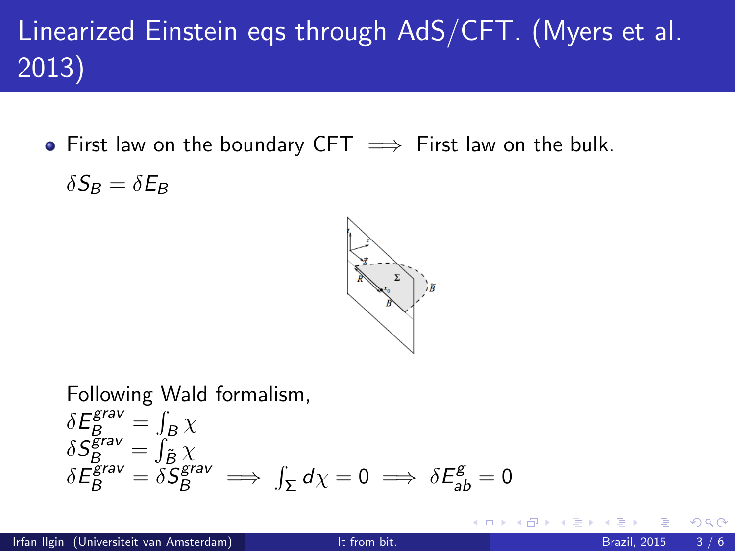# Linearized Einstein eqs through AdS/CFT. (Myers et al. 2013)

- First law on the boundary CFT $\implies$ First law on the bulk.

  $\delta S_B = \delta E_B$

  Following Wald formalism,

  $$\delta E_B^{grav} = \int_B \chi$$
  $$\delta S_B^{grav} = \int_{\tilde{B}} \chi$$
  $$\delta E_B^{grav} = \delta S_B^{grav} \implies \int_\Sigma d\chi = 0 \implies \delta E_{ab}^g = 0$$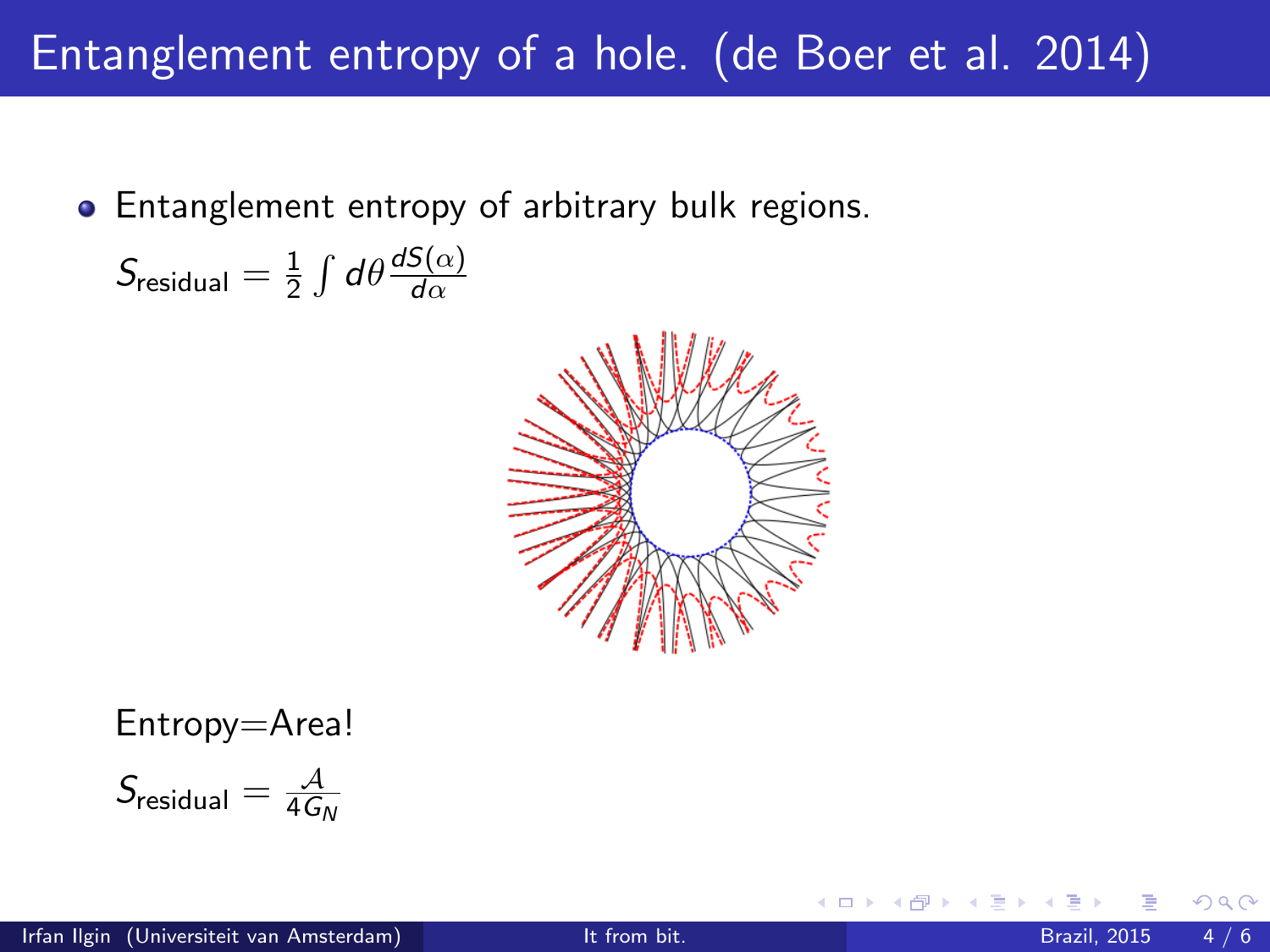# Entanglement entropy of a hole. (de Boer et al. 2014)

- Entanglement entropy of arbitrary bulk regions.

$S_{\text{residual}} = \frac{1}{2} \int d\theta \frac{dS(\alpha)}{d\alpha}$

Entropy=Area!

$S_{\text{residual}} = \frac{\mathcal{A}}{4G_N}$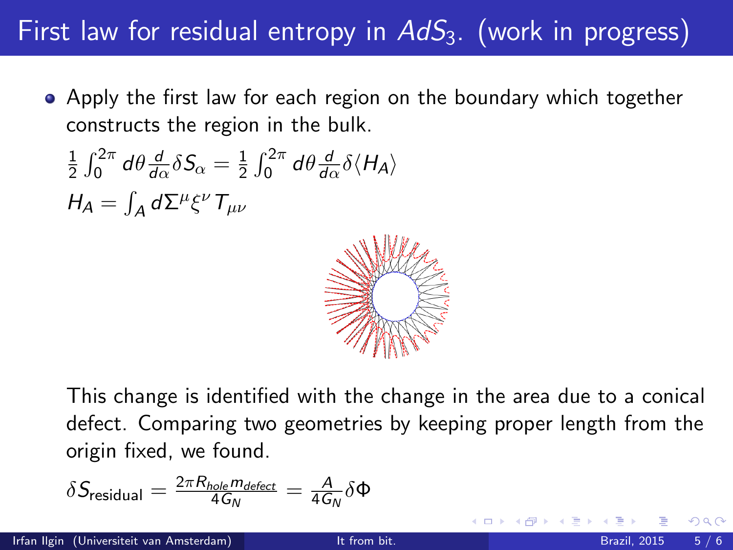# First law for residual entropy in $AdS_3$. (work in progress)

- Apply the first law for each region on the boundary which together constructs the region in the bulk.

$$\frac{1}{2}\int_0^{2\pi} d\theta \frac{d}{d\alpha}\delta S_\alpha = \frac{1}{2}\int_0^{2\pi} d\theta \frac{d}{d\alpha}\delta\langle H_A\rangle$$

$$H_A = \int_A d\Sigma^\mu \xi^\nu T_{\mu\nu}$$

This change is identified with the change in the area due to a conical defect. Comparing two geometries by keeping proper length from the origin fixed, we found.

$$\delta S_{\text{residual}} = \frac{2\pi R_{hole} m_{defect}}{4G_N} = \frac{A}{4G_N}\delta\Phi$$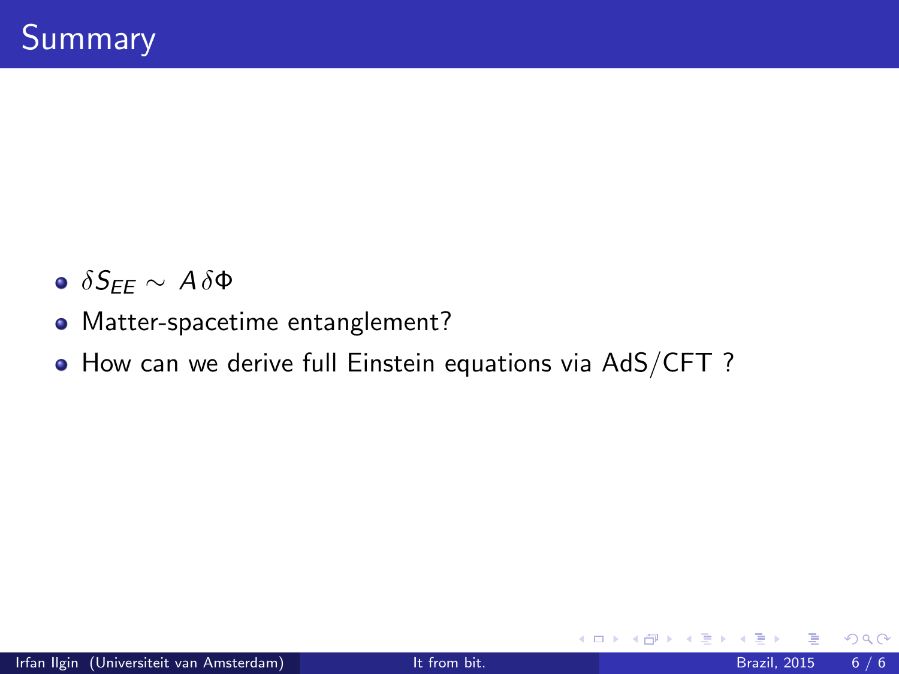# Summary

- $\delta S_{EE} \sim A\,\delta\Phi$
- Matter-spacetime entanglement?
- How can we derive full Einstein equations via AdS/CFT ?